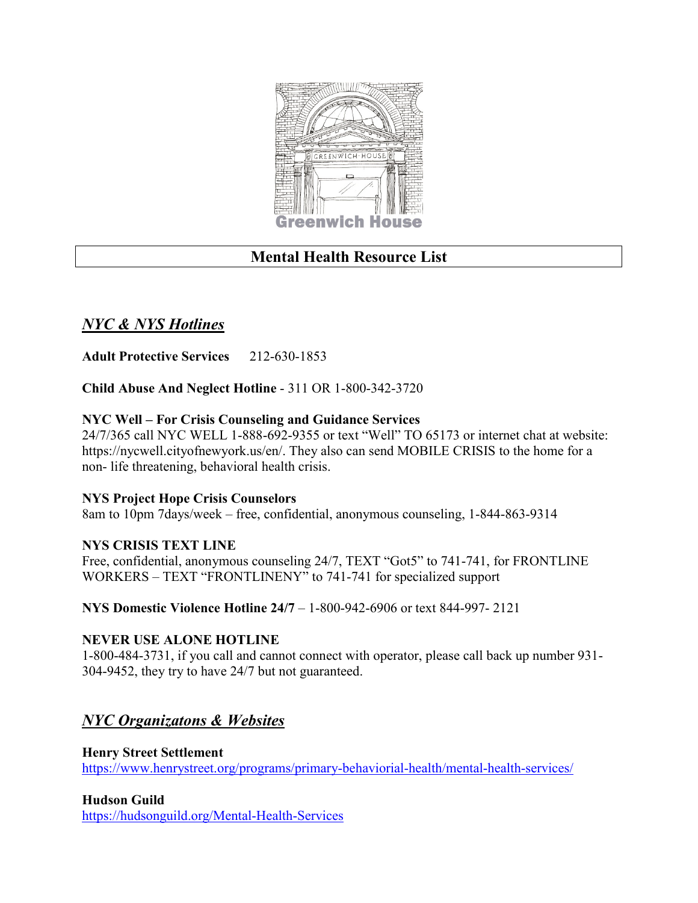Greenwich House

# Mental Health Resource List

## *NYC & NYS Hotlines*

**Adult Protective Services** 212-630-1853

**Child Abuse And Neglect Hotline** - 311 OR 1-800-342-3720

**NYC Well – For Crisis Counseling and Guidance Services**
24/7/365 call NYC WELL 1-888-692-9355 or text "Well" TO 65173 or internet chat at website: https://nycwell.cityofnewyork.us/en/. They also can send MOBILE CRISIS to the home for a non- life threatening, behavioral health crisis.

**NYS Project Hope Crisis Counselors**
8am to 10pm 7days/week – free, confidential, anonymous counseling, 1-844-863-9314

**NYS CRISIS TEXT LINE**
Free, confidential, anonymous counseling 24/7, TEXT "Got5" to 741-741, for FRONTLINE WORKERS – TEXT "FRONTLINENY" to 741-741 for specialized support

**NYS Domestic Violence Hotline 24/7** – 1-800-942-6906 or text 844-997- 2121

**NEVER USE ALONE HOTLINE**
1-800-484-3731, if you call and cannot connect with operator, please call back up number 931-304-9452, they try to have 24/7 but not guaranteed.

## *NYC Organizatons & Websites*

**Henry Street Settlement**
https://www.henrystreet.org/programs/primary-behaviorial-health/mental-health-services/

**Hudson Guild**
https://hudsonguild.org/Mental-Health-Services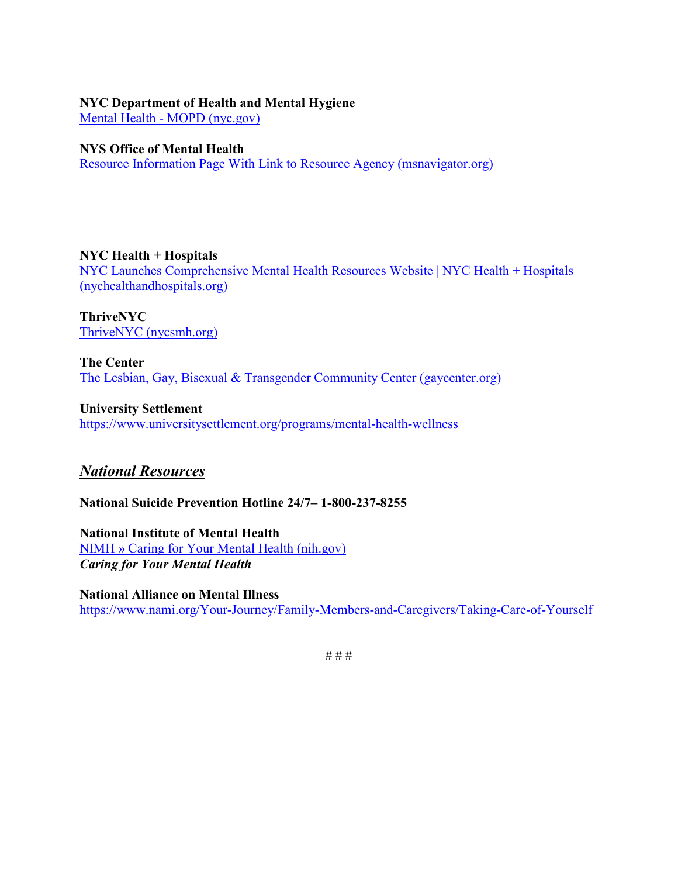**NYC Department of Health and Mental Hygiene**
[Mental Health - MOPD (nyc.gov)]

**NYS Office of Mental Health**
[Resource Information Page With Link to Resource Agency (msnavigator.org)]

**NYC Health + Hospitals**
[NYC Launches Comprehensive Mental Health Resources Website | NYC Health + Hospitals (nychealthandhospitals.org)]

**ThriveNYC**
[ThriveNYC (nycsmh.org)]

**The Center**
[The Lesbian, Gay, Bisexual & Transgender Community Center (gaycenter.org)]

**University Settlement**
https://www.universitysettlement.org/programs/mental-health-wellness

## ***National Resources***

**National Suicide Prevention Hotline 24/7– 1-800-237-8255**

**National Institute of Mental Health**
[NIMH » Caring for Your Mental Health (nih.gov)]
***Caring for Your Mental Health***

**National Alliance on Mental Illness**
https://www.nami.org/Your-Journey/Family-Members-and-Caregivers/Taking-Care-of-Yourself

# # #